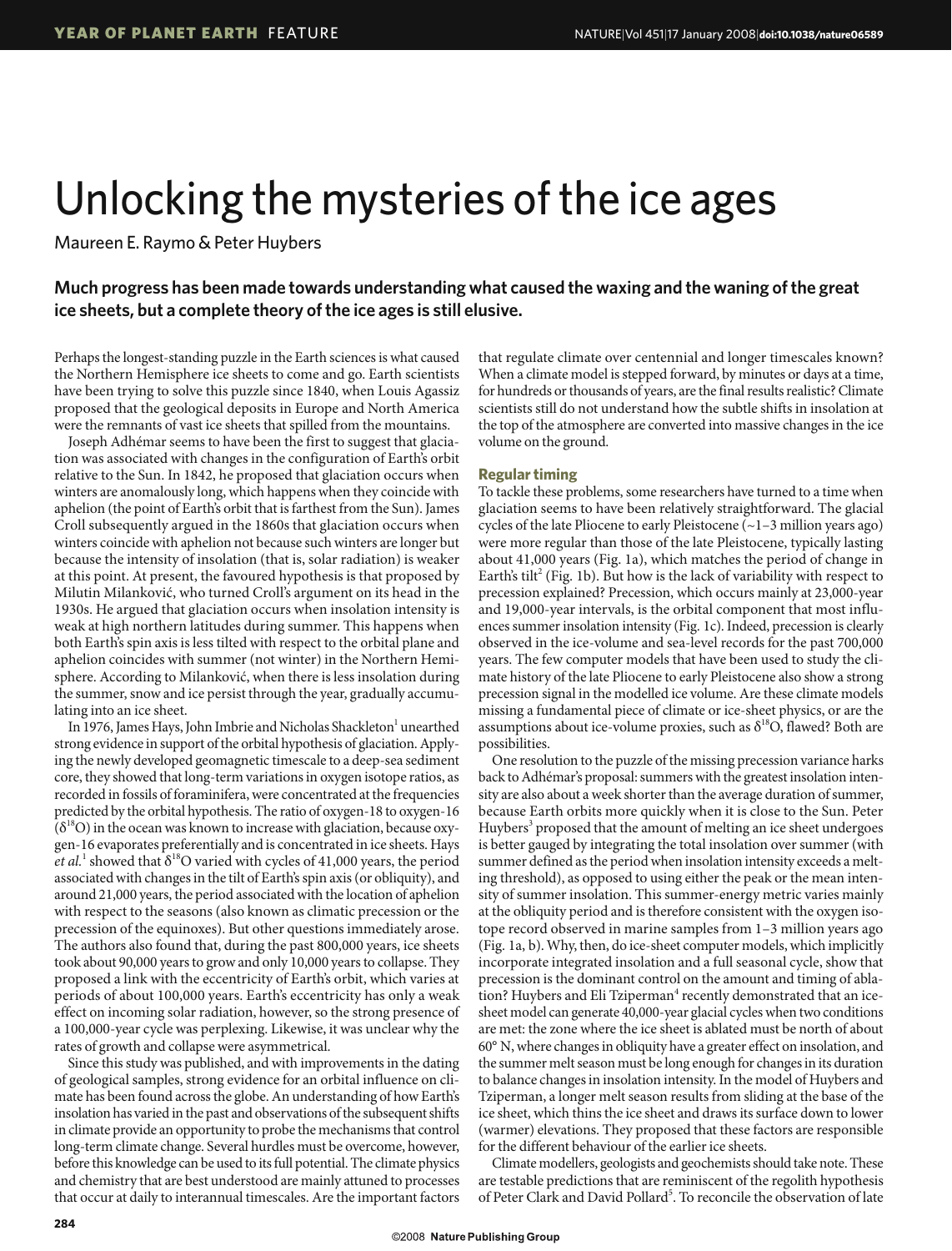# Unlocking the mysteries of the ice ages

Maureen E. Raymo & Peter Huybers

**Much progress has been made towards understanding what caused the waxing and the waning of the great ice sheets, but a complete theory of the ice ages is still elusive.**

Perhaps the longest-standing puzzle in the Earth sciences is what caused the Northern Hemisphere ice sheets to come and go. Earth scientists have been trying to solve this puzzle since 1840, when Louis Agassiz proposed that the geological deposits in Europe and North America were the remnants of vast ice sheets that spilled from the mountains.

Joseph Adhémar seems to have been the first to suggest that glaciation was associated with changes in the configuration of Earth's orbit relative to the Sun. In 1842, he proposed that glaciation occurs when winters are anomalously long, which happens when they coincide with aphelion (the point of Earth's orbit that is farthest from the Sun). James Croll subsequently argued in the 1860s that glaciation occurs when winters coincide with aphelion not because such winters are longer but because the intensity of insolation (that is, solar radiation) is weaker at this point. At present, the favoured hypothesis is that proposed by Milutin Milanković, who turned Croll's argument on its head in the 1930s. He argued that glaciation occurs when insolation intensity is weak at high northern latitudes during summer. This happens when both Earth's spin axis is less tilted with respect to the orbital plane and aphelion coincides with summer (not winter) in the Northern Hemisphere. According to Milanković, when there is less insolation during the summer, snow and ice persist through the year, gradually accumulating into an ice sheet.

In 1976, James Hays, John Imbrie and Nicholas Shackleton[1] unearthed strong evidence in support of the orbital hypothesis of glaciation. Applying the newly developed geomagnetic timescale to a deep-sea sediment core, they showed that long-term variations in oxygen isotope ratios, as recorded in fossils of foraminifera, were concentrated at the frequencies predicted by the orbital hypothesis. The ratio of oxygen-18 to oxygen-16 ($\delta^{18}$O) in the ocean was known to increase with glaciation, because oxygen-16 evaporates preferentially and is concentrated in ice sheets. Hays *et al.*[1] showed that $\delta^{18}$O varied with cycles of 41,000 years, the period associated with changes in the tilt of Earth's spin axis (or obliquity), and around 21,000 years, the period associated with the location of aphelion with respect to the seasons (also known as climatic precession or the precession of the equinoxes). But other questions immediately arose. The authors also found that, during the past 800,000 years, ice sheets took about 90,000 years to grow and only 10,000 years to collapse. They proposed a link with the eccentricity of Earth's orbit, which varies at periods of about 100,000 years. Earth's eccentricity has only a weak effect on incoming solar radiation, however, so the strong presence of a 100,000-year cycle was perplexing. Likewise, it was unclear why the rates of growth and collapse were asymmetrical.

Since this study was published, and with improvements in the dating of geological samples, strong evidence for an orbital influence on climate has been found across the globe. An understanding of how Earth's insolation has varied in the past and observations of the subsequent shifts in climate provide an opportunity to probe the mechanisms that control long-term climate change. Several hurdles must be overcome, however, before this knowledge can be used to its full potential. The climate physics and chemistry that are best understood are mainly attuned to processes that occur at daily to interannual timescales. Are the important factors that regulate climate over centennial and longer timescales known? When a climate model is stepped forward, by minutes or days at a time, for hundreds or thousands of years, are the final results realistic? Climate scientists still do not understand how the subtle shifts in insolation at the top of the atmosphere are converted into massive changes in the ice volume on the ground.

## Regular timing

To tackle these problems, some researchers have turned to a time when glaciation seems to have been relatively straightforward. The glacial cycles of the late Pliocene to early Pleistocene (~1–3 million years ago) were more regular than those of the late Pleistocene, typically lasting about 41,000 years (Fig. 1a), which matches the period of change in Earth's tilt[2] (Fig. 1b). But how is the lack of variability with respect to precession explained? Precession, which occurs mainly at 23,000-year and 19,000-year intervals, is the orbital component that most influences summer insolation intensity (Fig. 1c). Indeed, precession is clearly observed in the ice-volume and sea-level records for the past 700,000 years. The few computer models that have been used to study the climate history of the late Pliocene to early Pleistocene also show a strong precession signal in the modelled ice volume. Are these climate models missing a fundamental piece of climate or ice-sheet physics, or are the assumptions about ice-volume proxies, such as $\delta^{18}$O, flawed? Both are possibilities.

One resolution to the puzzle of the missing precession variance harks back to Adhémar's proposal: summers with the greatest insolation intensity are also about a week shorter than the average duration of summer, because Earth orbits more quickly when it is close to the Sun. Peter Huybers[3] proposed that the amount of melting an ice sheet undergoes is better gauged by integrating the total insolation over summer (with summer defined as the period when insolation intensity exceeds a melting threshold), as opposed to using either the peak or the mean intensity of summer insolation. This summer-energy metric varies mainly at the obliquity period and is therefore consistent with the oxygen isotope record observed in marine samples from 1–3 million years ago (Fig. 1a, b). Why, then, do ice-sheet computer models, which implicitly incorporate integrated insolation and a full seasonal cycle, show that precession is the dominant control on the amount and timing of ablation? Huybers and Eli Tziperman[4] recently demonstrated that an ice-sheet model can generate 40,000-year glacial cycles when two conditions are met: the zone where the ice sheet is ablated must be north of about 60° N, where changes in obliquity have a greater effect on insolation, and the summer melt season must be long enough for changes in its duration to balance changes in insolation intensity. In the model of Huybers and Tziperman, a longer melt season results from sliding at the base of the ice sheet, which thins the ice sheet and draws its surface down to lower (warmer) elevations. They proposed that these factors are responsible for the different behaviour of the earlier ice sheets.

Climate modellers, geologists and geochemists should take note. These are testable predictions that are reminiscent of the regolith hypothesis of Peter Clark and David Pollard[5]. To reconcile the observation of late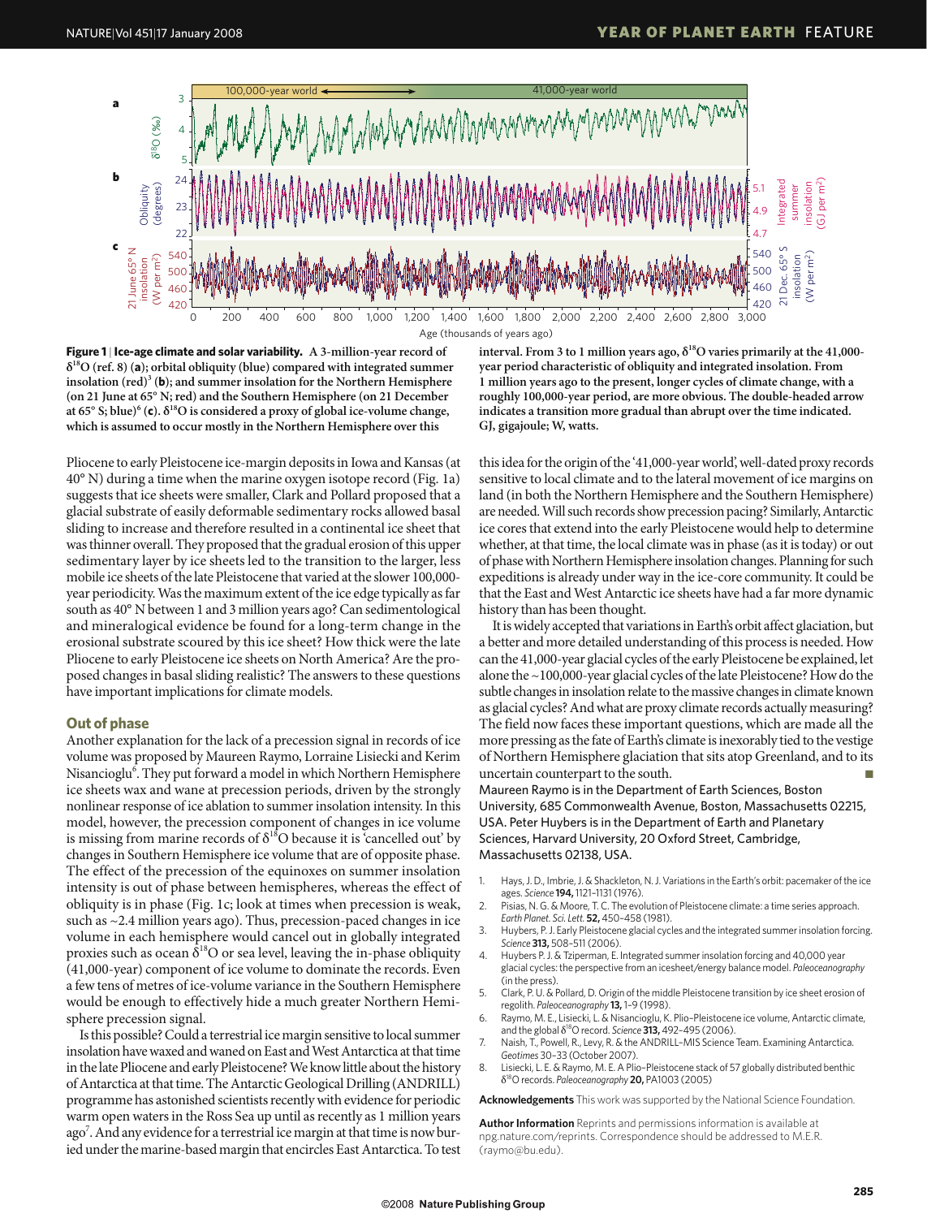a
100,000-year world
41,000-year world
δ18O (‰)
3
4
5
b
Obliquity (degrees)
24
23
22
Integrated summer insolation (GJ per m2)
5.1
4.9
4.7
c
21 June 65° N insolation (W per m2)
540
500
460
420
21 Dec. 65° S insolation (W per m2)
540
500
460
420
0 200 400 600 800 1,000 1,200 1,400 1,600 1,800 2,000 2,200 2,400 2,600 2,800 3,000
Age (thousands of years ago)

**Figure 1 | Ice-age climate and solar variability. A 3-million-year record of $\delta^{18}O$ (ref. 8) (a); orbital obliquity (blue) compared with integrated summer insolation (red)[3] (b); and summer insolation for the Northern Hemisphere (on 21 June at 65° N; red) and the Southern Hemisphere (on 21 December at 65° S; blue)[6] (c). $\delta^{18}O$ is considered a proxy of global ice-volume change, which is assumed to occur mostly in the Northern Hemisphere over this interval. From 3 to 1 million years ago, $\delta^{18}O$ varies primarily at the 41,000-year period characteristic of obliquity and integrated insolation. From 1 million years ago to the present, longer cycles of climate change, with a roughly 100,000-year period, are more obvious. The double-headed arrow indicates a transition more gradual than abrupt over the time indicated. GJ, gigajoule; W, watts.**

Pliocene to early Pleistocene ice-margin deposits in Iowa and Kansas (at 40° N) during a time when the marine oxygen isotope record (Fig. 1a) suggests that ice sheets were smaller, Clark and Pollard proposed that a glacial substrate of easily deformable sedimentary rocks allowed basal sliding to increase and therefore resulted in a continental ice sheet that was thinner overall. They proposed that the gradual erosion of this upper sedimentary layer by ice sheets led to the transition to the larger, less mobile ice sheets of the late Pleistocene that varied at the slower 100,000-year periodicity. Was the maximum extent of the ice edge typically as far south as 40° N between 1 and 3 million years ago? Can sedimentological and mineralogical evidence be found for a long-term change in the erosional substrate scoured by this ice sheet? How thick were the late Pliocene to early Pleistocene ice sheets on North America? Are the proposed changes in basal sliding realistic? The answers to these questions have important implications for climate models.

## Out of phase

Another explanation for the lack of a precession signal in records of ice volume was proposed by Maureen Raymo, Lorraine Lisiecki and Kerim Nisancioglu[6]. They put forward a model in which Northern Hemisphere ice sheets wax and wane at precession periods, driven by the strongly nonlinear response of ice ablation to summer insolation intensity. In this model, however, the precession component of changes in ice volume is missing from marine records of $\delta^{18}O$ because it is 'cancelled out' by changes in Southern Hemisphere ice volume that are of opposite phase. The effect of the precession of the equinoxes on summer insolation intensity is out of phase between hemispheres, whereas the effect of obliquity is in phase (Fig. 1c; look at times when precession is weak, such as ~2.4 million years ago). Thus, precession-paced changes in ice volume in each hemisphere would cancel out in globally integrated proxies such as ocean $\delta^{18}O$ or sea level, leaving the in-phase obliquity (41,000-year) component of ice volume to dominate the records. Even a few tens of metres of ice-volume variance in the Southern Hemisphere would be enough to effectively hide a much greater Northern Hemisphere precession signal.

Is this possible? Could a terrestrial ice margin sensitive to local summer insolation have waxed and waned on East and West Antarctica at that time in the late Pliocene and early Pleistocene? We know little about the history of Antarctica at that time. The Antarctic Geological Drilling (ANDRILL) programme has astonished scientists recently with evidence for periodic warm open waters in the Ross Sea up until as recently as 1 million years ago[7]. And any evidence for a terrestrial ice margin at that time is now buried under the marine-based margin that encircles East Antarctica. To test this idea for the origin of the '41,000-year world', well-dated proxy records sensitive to local climate and to the lateral movement of ice margins on land (in both the Northern Hemisphere and the Southern Hemisphere) are needed. Will such records show precession pacing? Similarly, Antarctic ice cores that extend into the early Pleistocene would help to determine whether, at that time, the local climate was in phase (as it is today) or out of phase with Northern Hemisphere insolation changes. Planning for such expeditions is already under way in the ice-core community. It could be that the East and West Antarctic ice sheets have had a far more dynamic history than has been thought.

It is widely accepted that variations in Earth's orbit affect glaciation, but a better and more detailed understanding of this process is needed. How can the 41,000-year glacial cycles of the early Pleistocene be explained, let alone the ~100,000-year glacial cycles of the late Pleistocene? How do the subtle changes in insolation relate to the massive changes in climate known as glacial cycles? And what are proxy climate records actually measuring? The field now faces these important questions, which are made all the more pressing as the fate of Earth's climate is inexorably tied to the vestige of Northern Hemisphere glaciation that sits atop Greenland, and to its uncertain counterpart to the south. ■

Maureen Raymo is in the Department of Earth Sciences, Boston University, 685 Commonwealth Avenue, Boston, Massachusetts 02215, USA. Peter Huybers is in the Department of Earth and Planetary Sciences, Harvard University, 20 Oxford Street, Cambridge, Massachusetts 02138, USA.

1. Hays, J. D., Imbrie, J. & Shackleton, N. J. Variations in the Earth's orbit: pacemaker of the ice ages. *Science* **194,** 1121–1131 (1976).
2. Pisias, N. G. & Moore, T. C. The evolution of Pleistocene climate: a time series approach. *Earth Planet. Sci. Lett.* **52,** 450–458 (1981).
3. Huybers P. J. Early Pleistocene glacial cycles and the integrated summer insolation forcing. *Science* **313,** 508–511 (2006).
4. Huybers P. J. & Tziperman, E. Integrated summer insolation forcing and 40,000 year glacial cycles: the perspective from an icesheet/energy balance model. *Paleoceanography* (in the press).
5. Clark, P. U. & Pollard, D. Origin of the middle Pleistocene transition by ice sheet erosion of regolith. *Paleoceanography* **13,** 1–9 (1998).
6. Raymo, M. E., Lisiecki, L. & Nisancioglu, K. Plio-Pleistocene ice volume, Antarctic climate, and the global $\delta^{18}O$ record. *Science* **313,** 492–495 (2006).
7. Naish, T., Powell, R., Levy, R. & the ANDRILL-MIS Science Team. Examining Antarctica. *Geotimes* 30–33 (October 2007).
8. Lisiecki, L. E. & Raymo, M. E. A Plio-Pleistocene stack of 57 globally distributed benthic $\delta^{18}O$ records. *Paleoceanography* **20,** PA1003 (2005)

**Acknowledgements** This work was supported by the National Science Foundation.

**Author Information** Reprints and permissions information is available at npg.nature.com/reprints. Correspondence should be addressed to M.E.R. (raymo@bu.edu).